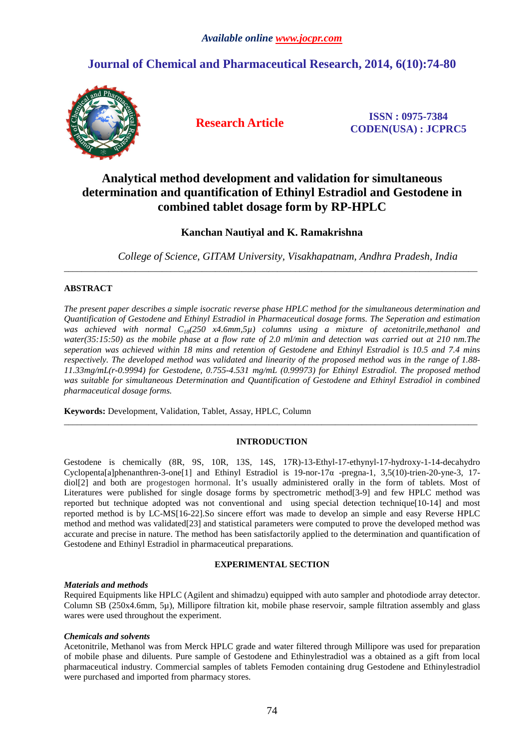*Available online www.jocpr.com*

## Journal of Chemical and Pharmaceutical Research, 2014, 6(10):74-80

**Research Article**

**ISSN : 0975-7384**
**CODEN(USA) : JCPRC5**

# Analytical method development and validation for simultaneous determination and quantification of Ethinyl Estradiol and Gestodene in combined tablet dosage form by RP-HPLC

**Kanchan Nautiyal and K. Ramakrishna**

*College of Science, GITAM University, Visakhapatnam, Andhra Pradesh, India*

---

**ABSTRACT**

*The present paper describes a simple isocratic reverse phase HPLC method for the simultaneous determination and Quantification of Gestodene and Ethinyl Estradiol in Pharmaceutical dosage forms. The Seperation and estimation was achieved with normal $C_{18}$(250 x4.6mm,5μ) columns using a mixture of acetonitrile,methanol and water(35:15:50) as the mobile phase at a flow rate of 2.0 ml/min and detection was carried out at 210 nm.The seperation was achieved within 18 mins and retention of Gestodene and Ethinyl Estradiol is 10.5 and 7.4 mins respectively. The developed method was validated and linearity of the proposed method was in the range of 1.88-11.33mg/mL(r-0.9994) for Gestodene, 0.755-4.531 mg/mL (0.99973) for Ethinyl Estradiol. The proposed method was suitable for simultaneous Determination and Quantification of Gestodene and Ethinyl Estradiol in combined pharmaceutical dosage forms.*

**Keywords:** Development, Validation, Tablet, Assay, HPLC, Column

---

**INTRODUCTION**

Gestodene is chemically (8R, 9S, 10R, 13S, 14S, 17R)-13-Ethyl-17-ethynyl-17-hydroxy-1-14-decahydro Cyclopenta[a]phenanthren-3-one[1] and Ethinyl Estradiol is 19-nor-17α -pregna-1, 3,5(10)-trien-20-yne-3, 17-diol[2] and both are progestogen hormonal. It's usually administered orally in the form of tablets. Most of Literatures were published for single dosage forms by spectrometric method[3-9] and few HPLC method was reported but technique adopted was not conventional and using special detection technique[10-14] and most reported method is by LC-MS[16-22].So sincere effort was made to develop an simple and easy Reverse HPLC method and method was validated[23] and statistical parameters were computed to prove the developed method was accurate and precise in nature. The method has been satisfactorily applied to the determination and quantification of Gestodene and Ethinyl Estradiol in pharmaceutical preparations.

**EXPERIMENTAL SECTION**

***Materials and methods***

Required Equipments like HPLC (Agilent and shimadzu) equipped with auto sampler and photodiode array detector. Column SB (250x4.6mm, 5μ), Millipore filtration kit, mobile phase reservoir, sample filtration assembly and glass wares were used throughout the experiment.

***Chemicals and solvents***

Acetonitrile, Methanol was from Merck HPLC grade and water filtered through Millipore was used for preparation of mobile phase and diluents. Pure sample of Gestodene and Ethinylestradiol was a obtained as a gift from local pharmaceutical industry. Commercial samples of tablets Femoden containing drug Gestodene and Ethinylestradiol were purchased and imported from pharmacy stores.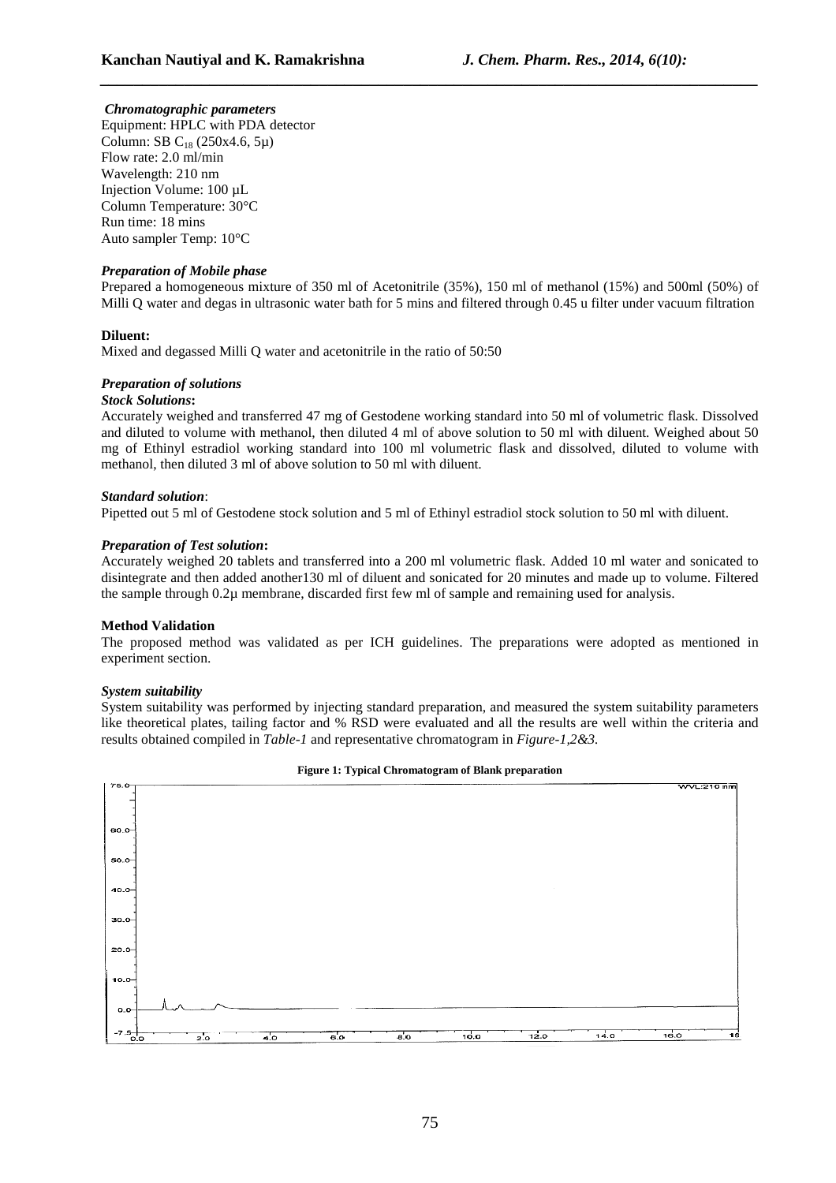*Chromatographic parameters*

Equipment: HPLC with PDA detector
Column: SB $C_{18}$ (250x4.6, 5µ)
Flow rate: 2.0 ml/min
Wavelength: 210 nm
Injection Volume: 100 µL
Column Temperature: 30°C
Run time: 18 mins
Auto sampler Temp: 10°C

*Preparation of Mobile phase*

Prepared a homogeneous mixture of 350 ml of Acetonitrile (35%), 150 ml of methanol (15%) and 500ml (50%) of Milli Q water and degas in ultrasonic water bath for 5 mins and filtered through 0.45 u filter under vacuum filtration

**Diluent:**

Mixed and degassed Milli Q water and acetonitrile in the ratio of 50:50

*Preparation of solutions*

***Stock Solutions*:**

Accurately weighed and transferred 47 mg of Gestodene working standard into 50 ml of volumetric flask. Dissolved and diluted to volume with methanol, then diluted 4 ml of above solution to 50 ml with diluent. Weighed about 50 mg of Ethinyl estradiol working standard into 100 ml volumetric flask and dissolved, diluted to volume with methanol, then diluted 3 ml of above solution to 50 ml with diluent.

***Standard solution***:

Pipetted out 5 ml of Gestodene stock solution and 5 ml of Ethinyl estradiol stock solution to 50 ml with diluent.

***Preparation of Test solution*:**

Accurately weighed 20 tablets and transferred into a 200 ml volumetric flask. Added 10 ml water and sonicated to disintegrate and then added another130 ml of diluent and sonicated for 20 minutes and made up to volume. Filtered the sample through 0.2µ membrane, discarded first few ml of sample and remaining used for analysis.

**Method Validation**

The proposed method was validated as per ICH guidelines. The preparations were adopted as mentioned in experiment section.

*System suitability*

System suitability was performed by injecting standard preparation, and measured the system suitability parameters like theoretical plates, tailing factor and % RSD were evaluated and all the results are well within the criteria and results obtained compiled in *Table-1* and representative chromatogram in *Figure-1,2&3.*

**Figure 1: Typical Chromatogram of Blank preparation**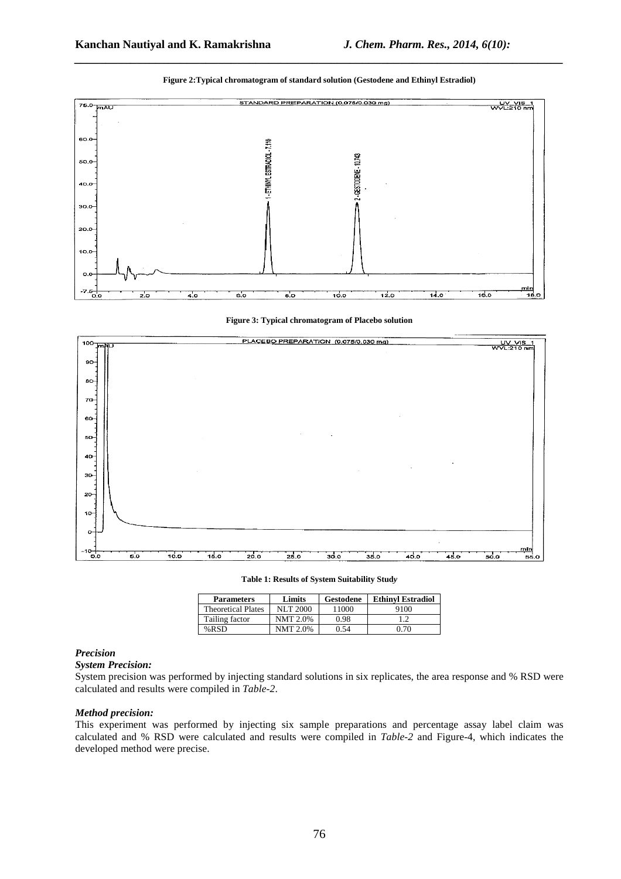Figure 2:Typical chromatogram of standard solution (Gestodene and Ethinyl Estradiol)

Figure 3: Typical chromatogram of Placebo solution

Table 1: Results of System Suitability Study

| Parameters | Limits | Gestodene | Ethinyl Estradiol |
|---|---|---|---|
| Theoretical Plates | NLT 2000 | 11000 | 9100 |
| Tailing factor | NMT 2.0% | 0.98 | 1.2 |
| %RSD | NMT 2.0% | 0.54 | 0.70 |

### *Precision*

#### *System Precision:*

System precision was performed by injecting standard solutions in six replicates, the area response and % RSD were calculated and results were compiled in *Table-2*.

#### *Method precision:*

This experiment was performed by injecting six sample preparations and percentage assay label claim was calculated and % RSD were calculated and results were compiled in *Table-2* and Figure-4, which indicates the developed method were precise.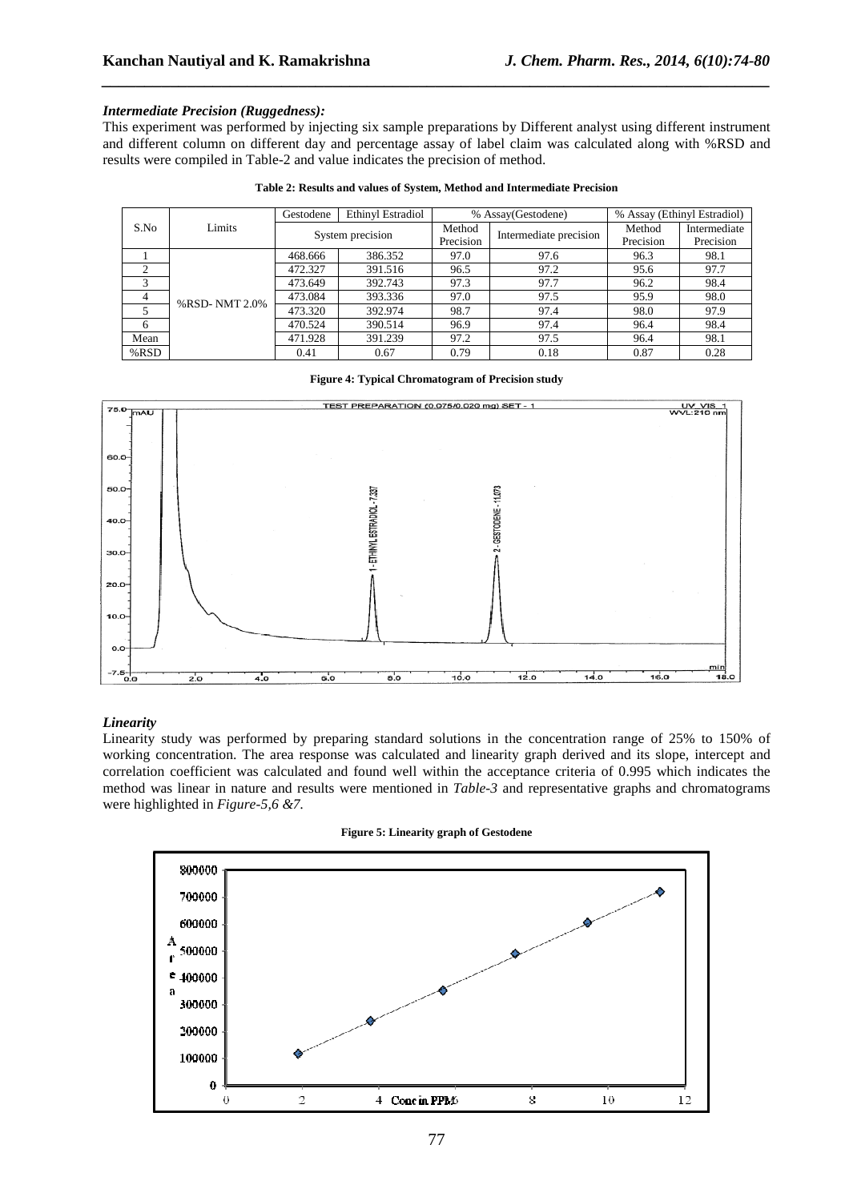### *Intermediate Precision (Ruggedness):*

This experiment was performed by injecting six sample preparations by Different analyst using different instrument and different column on different day and percentage assay of label claim was calculated along with %RSD and results were compiled in Table-2 and value indicates the precision of method.

**Table 2: Results and values of System, Method and Intermediate Precision**

| S.No | Limits | Gestodene | Ethinyl Estradiol | % Assay(Gestodene) | | % Assay (Ethinyl Estradiol) | |
|---|---|---|---|---|---|---|---|
| | | System precision | | Method Precision | Intermediate precision | Method Precision | Intermediate Precision |
| 1 | %RSD- NMT 2.0% | 468.666 | 386.352 | 97.0 | 97.6 | 96.3 | 98.1 |
| 2 | | 472.327 | 391.516 | 96.5 | 97.2 | 95.6 | 97.7 |
| 3 | | 473.649 | 392.743 | 97.3 | 97.7 | 96.2 | 98.4 |
| 4 | | 473.084 | 393.336 | 97.0 | 97.5 | 95.9 | 98.0 |
| 5 | | 473.320 | 392.974 | 98.7 | 97.4 | 98.0 | 97.9 |
| 6 | | 470.524 | 390.514 | 96.9 | 97.4 | 96.4 | 98.4 |
| Mean | | 471.928 | 391.239 | 97.2 | 97.5 | 96.4 | 98.1 |
| %RSD | | 0.41 | 0.67 | 0.79 | 0.18 | 0.87 | 0.28 |

**Figure 4: Typical Chromatogram of Precision study**

### *Linearity*

Linearity study was performed by preparing standard solutions in the concentration range of 25% to 150% of working concentration. The area response was calculated and linearity graph derived and its slope, intercept and correlation coefficient was calculated and found well within the acceptance criteria of 0.995 which indicates the method was linear in nature and results were mentioned in *Table-3* and representative graphs and chromatograms were highlighted in *Figure-5,6 &7.*

**Figure 5: Linearity graph of Gestodene**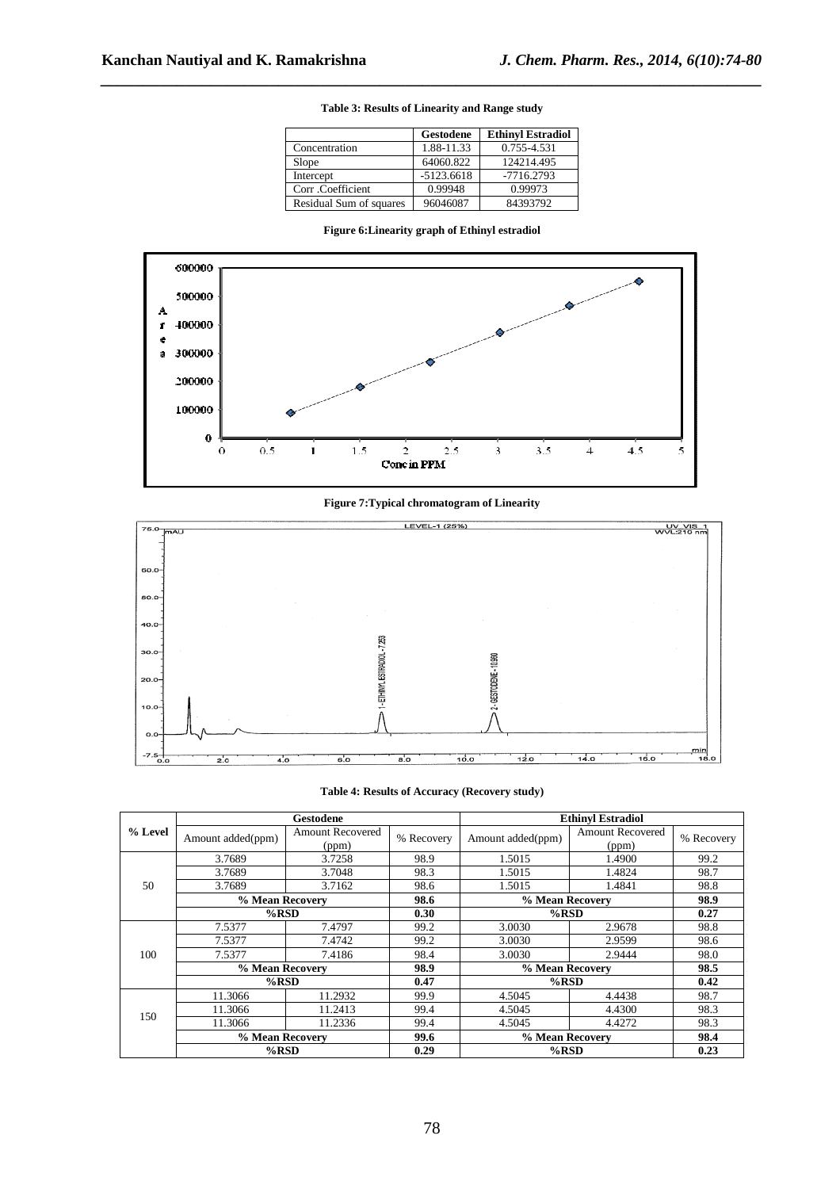**Table 3: Results of Linearity and Range study**

| | Gestodene | Ethinyl Estradiol |
|---|---|---|
| Concentration | 1.88-11.33 | 0.755-4.531 |
| Slope | 64060.822 | 124214.495 |
| Intercept | -5123.6618 | -7716.2793 |
| Corr .Coefficient | 0.99948 | 0.99973 |
| Residual Sum of squares | 96046087 | 84393792 |

**Figure 6:Linearity graph of Ethinyl estradiol**

**Figure 7:Typical chromatogram of Linearity**

**Table 4: Results of Accuracy (Recovery study)**

| % Level | Gestodene | | | Ethinyl Estradiol | | |
|---|---|---|---|---|---|---|
| | Amount added(ppm) | Amount Recovered (ppm) | % Recovery | Amount added(ppm) | Amount Recovered (ppm) | % Recovery |
| 50 | 3.7689 | 3.7258 | 98.9 | 1.5015 | 1.4900 | 99.2 |
| | 3.7689 | 3.7048 | 98.3 | 1.5015 | 1.4824 | 98.7 |
| | 3.7689 | 3.7162 | 98.6 | 1.5015 | 1.4841 | 98.8 |
| | **% Mean Recovery** | | **98.6** | **% Mean Recovery** | | **98.9** |
| | **%RSD** | | **0.30** | **%RSD** | | **0.27** |
| 100 | 7.5377 | 7.4797 | 99.2 | 3.0030 | 2.9678 | 98.8 |
| | 7.5377 | 7.4742 | 99.2 | 3.0030 | 2.9599 | 98.6 |
| | 7.5377 | 7.4186 | 98.4 | 3.0030 | 2.9444 | 98.0 |
| | **% Mean Recovery** | | **98.9** | **% Mean Recovery** | | **98.5** |
| | **%RSD** | | **0.47** | **%RSD** | | **0.42** |
| 150 | 11.3066 | 11.2932 | 99.9 | 4.5045 | 4.4438 | 98.7 |
| | 11.3066 | 11.2413 | 99.4 | 4.5045 | 4.4300 | 98.3 |
| | 11.3066 | 11.2336 | 99.4 | 4.5045 | 4.4272 | 98.3 |
| | **% Mean Recovery** | | **99.6** | **% Mean Recovery** | | **98.4** |
| | **%RSD** | | **0.29** | **%RSD** | | **0.23** |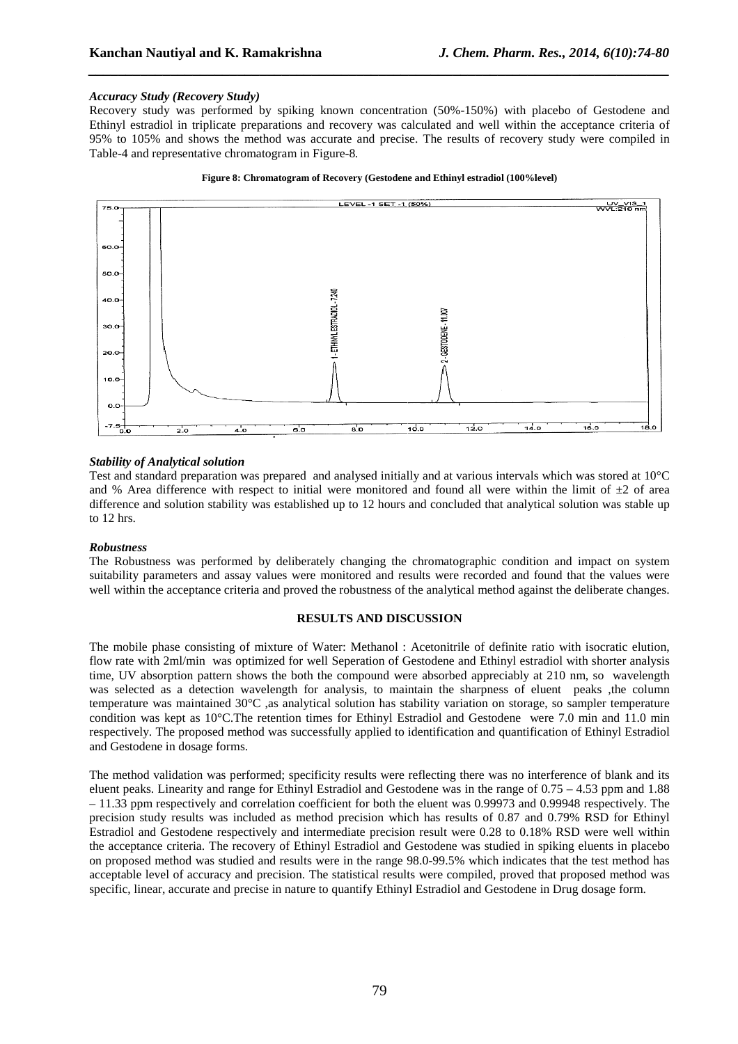***Accuracy Study (Recovery Study)***

Recovery study was performed by spiking known concentration (50%-150%) with placebo of Gestodene and Ethinyl estradiol in triplicate preparations and recovery was calculated and well within the acceptance criteria of 95% to 105% and shows the method was accurate and precise. The results of recovery study were compiled in Table-4 and representative chromatogram in Figure-8.

**Figure 8: Chromatogram of Recovery (Gestodene and Ethinyl estradiol (100%level)**

***Stability of Analytical solution***

Test and standard preparation was prepared and analysed initially and at various intervals which was stored at 10°C and % Area difference with respect to initial were monitored and found all were within the limit of ±2 of area difference and solution stability was established up to 12 hours and concluded that analytical solution was stable up to 12 hrs.

***Robustness***

The Robustness was performed by deliberately changing the chromatographic condition and impact on system suitability parameters and assay values were monitored and results were recorded and found that the values were well within the acceptance criteria and proved the robustness of the analytical method against the deliberate changes.

## RESULTS AND DISCUSSION

The mobile phase consisting of mixture of Water: Methanol : Acetonitrile of definite ratio with isocratic elution, flow rate with 2ml/min was optimized for well Seperation of Gestodene and Ethinyl estradiol with shorter analysis time, UV absorption pattern shows the both the compound were absorbed appreciably at 210 nm, so wavelength was selected as a detection wavelength for analysis, to maintain the sharpness of eluent peaks ,the column temperature was maintained 30°C ,as analytical solution has stability variation on storage, so sampler temperature condition was kept as 10°C.The retention times for Ethinyl Estradiol and Gestodene were 7.0 min and 11.0 min respectively. The proposed method was successfully applied to identification and quantification of Ethinyl Estradiol and Gestodene in dosage forms.

The method validation was performed; specificity results were reflecting there was no interference of blank and its eluent peaks. Linearity and range for Ethinyl Estradiol and Gestodene was in the range of 0.75 – 4.53 ppm and 1.88 – 11.33 ppm respectively and correlation coefficient for both the eluent was 0.99973 and 0.99948 respectively. The precision study results was included as method precision which has results of 0.87 and 0.79% RSD for Ethinyl Estradiol and Gestodene respectively and intermediate precision result were 0.28 to 0.18% RSD were well within the acceptance criteria. The recovery of Ethinyl Estradiol and Gestodene was studied in spiking eluents in placebo on proposed method was studied and results were in the range 98.0-99.5% which indicates that the test method has acceptable level of accuracy and precision. The statistical results were compiled, proved that proposed method was specific, linear, accurate and precise in nature to quantify Ethinyl Estradiol and Gestodene in Drug dosage form.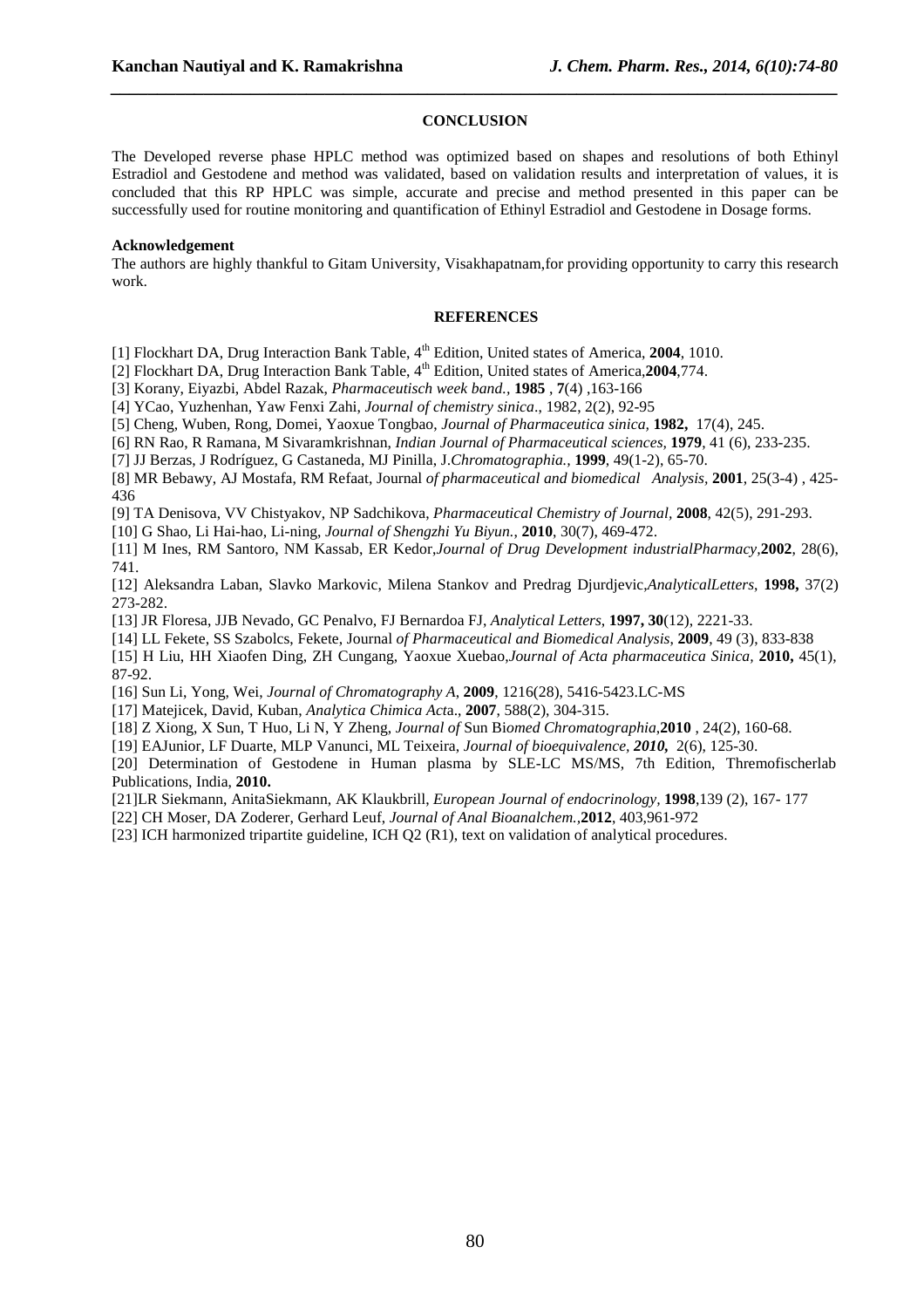## CONCLUSION

The Developed reverse phase HPLC method was optimized based on shapes and resolutions of both Ethinyl Estradiol and Gestodene and method was validated, based on validation results and interpretation of values, it is concluded that this RP HPLC was simple, accurate and precise and method presented in this paper can be successfully used for routine monitoring and quantification of Ethinyl Estradiol and Gestodene in Dosage forms.

**Acknowledgement**

The authors are highly thankful to Gitam University, Visakhapatnam,for providing opportunity to carry this research work.

## REFERENCES

[1] Flockhart DA, Drug Interaction Bank Table, 4th Edition, United states of America, **2004**, 1010.

[2] Flockhart DA, Drug Interaction Bank Table, 4th Edition, United states of America,**2004**,774.

[3] Korany, Eiyazbi, Abdel Razak, *Pharmaceutisch week band.,* **1985** , **7**(4) ,163-166

[4] YCao, Yuzhenhan, Yaw Fenxi Zahi, *Journal of chemistry sinica*., 1982, 2(2), 92-95

[5] Cheng, Wuben, Rong, Domei, Yaoxue Tongbao, *Journal of Pharmaceutica sinica,* **1982,** 17(4), 245.

[6] RN Rao, R Ramana, M Sivaramkrishnan, *Indian Journal of Pharmaceutical sciences,* **1979**, 41 (6), 233-235.

[7] JJ Berzas, J Rodríguez, G Castaneda, MJ Pinilla, J.*Chromatographia.,* **1999**, 49(1-2), 65-70.

[8] MR Bebawy, AJ Mostafa, RM Refaat, Journal *of pharmaceutical and biomedical Analysis*, **2001**, 25(3-4) , 425-436

[9] TA Denisova, VV Chistyakov, NP Sadchikova, *Pharmaceutical Chemistry of Journal,* **2008**, 42(5), 291-293.

[10] G Shao, Li Hai-hao, Li-ning, *Journal of Shengzhi Yu Biyun.*, **2010**, 30(7), 469-472.

[11] M Ines, RM Santoro, NM Kassab, ER Kedor,*Journal of Drug Development industrialPharmacy*,**2002**, 28(6), 741.

[12] Aleksandra Laban, Slavko Markovic, Milena Stankov and Predrag Djurdjevic,*AnalyticalLetters*, **1998,** 37(2) 273-282.

[13] JR Floresa, JJB Nevado, GC Penalvo, FJ Bernardoa FJ, *Analytical Letters*, **1997, 30**(12), 2221-33.

[14] LL Fekete, SS Szabolcs, Fekete, Journal *of Pharmaceutical and Biomedical Analysis,* **2009**, 49 (3), 833-838

[15] H Liu, HH Xiaofen Ding, ZH Cungang, Yaoxue Xuebao,*Journal of Acta pharmaceutica Sinica,* **2010,** 45(1), 87-92.

[16] Sun Li, Yong, Wei, *Journal of Chromatography A*, **2009**, 1216(28), 5416-5423.LC-MS

[17] Matejicek, David, Kuban, *Analytica Chimica Act*a., **2007**, 588(2), 304-315.

[18] Z Xiong, X Sun, T Huo, Li N, Y Zheng, *Journal of* Sun Bi*omed Chromatographia*,**2010** , 24(2), 160-68.

[19] EAJunior, LF Duarte, MLP Vanunci, ML Teixeira, *Journal of bioequivalence, **2010**,* 2(6), 125-30.

[20] Determination of Gestodene in Human plasma by SLE-LC MS/MS, 7th Edition, Thremofischerlab Publications, India, **2010.**

[21]LR Siekmann, AnitaSiekmann, AK Klaukbrill, *European Journal of endocrinology*, **1998**,139 (2), 167- 177

[22] CH Moser, DA Zoderer, Gerhard Leuf, *Journal of Anal Bioanalchem.*,**2012**, 403,961-972

[23] ICH harmonized tripartite guideline, ICH Q2 (R1), text on validation of analytical procedures.